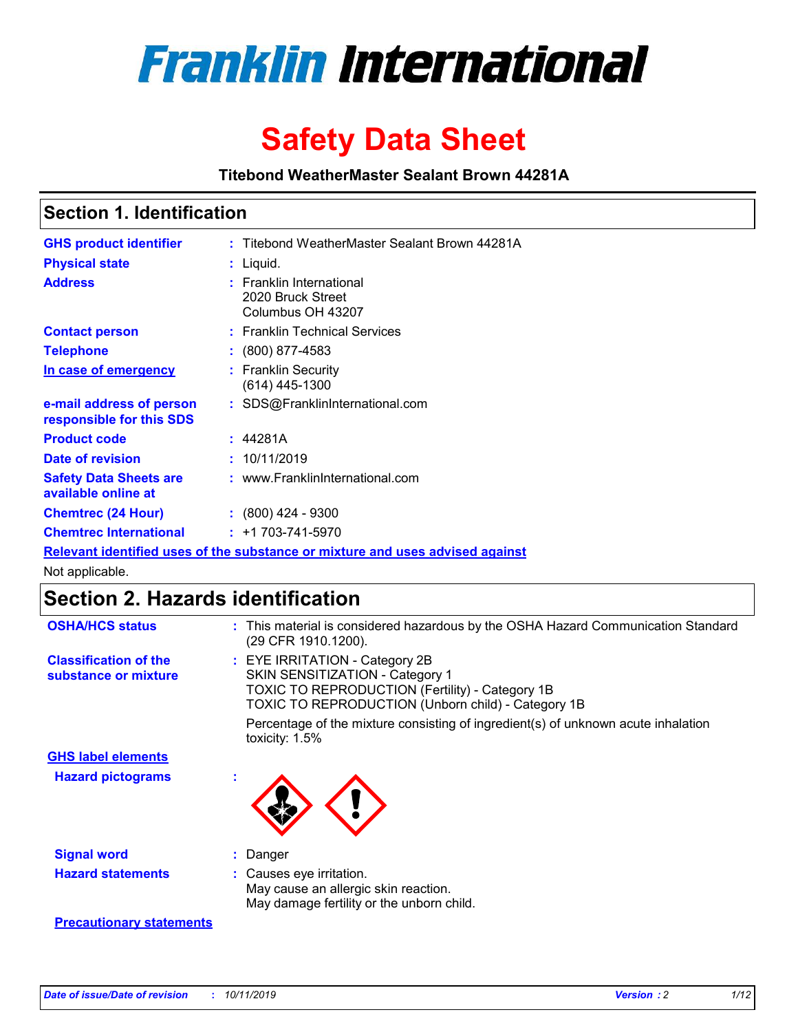# Franklin International

# Safety Data Sheet

**Titebond WeatherMaster Sealant Brown 44281A**

## Section 1. Identification

| | | |
|---|---|---|
| **GHS product identifier** | : | Titebond WeatherMaster Sealant Brown 44281A |
| **Physical state** | : | Liquid. |
| **Address** | : | Franklin International<br>2020 Bruck Street<br>Columbus OH 43207 |
| **Contact person** | : | Franklin Technical Services |
| **Telephone** | : | (800) 877-4583 |
| **In case of emergency** | : | Franklin Security<br>(614) 445-1300 |
| **e-mail address of person responsible for this SDS** | : | SDS@FranklinInternational.com |
| **Product code** | : | 44281A |
| **Date of revision** | : | 10/11/2019 |
| **Safety Data Sheets are available online at** | : | www.FranklinInternational.com |
| **Chemtrec (24 Hour)** | : | (800) 424 - 9300 |
| **Chemtrec International** | : | +1 703-741-5970 |

**Relevant identified uses of the substance or mixture and uses advised against**

Not applicable.

## Section 2. Hazards identification

| | | |
|---|---|---|
| **OSHA/HCS status** | : | This material is considered hazardous by the OSHA Hazard Communication Standard (29 CFR 1910.1200). |
| **Classification of the substance or mixture** | : | EYE IRRITATION - Category 2B<br>SKIN SENSITIZATION - Category 1<br>TOXIC TO REPRODUCTION (Fertility) - Category 1B<br>TOXIC TO REPRODUCTION (Unborn child) - Category 1B<br><br>Percentage of the mixture consisting of ingredient(s) of unknown acute inhalation toxicity: 1.5% |

**GHS label elements**

| | | |
|---|---|---|
| **Hazard pictograms** | : | |
| **Signal word** | : | Danger |
| **Hazard statements** | : | Causes eye irritation.<br>May cause an allergic skin reaction.<br>May damage fertility or the unborn child. |

**Precautionary statements**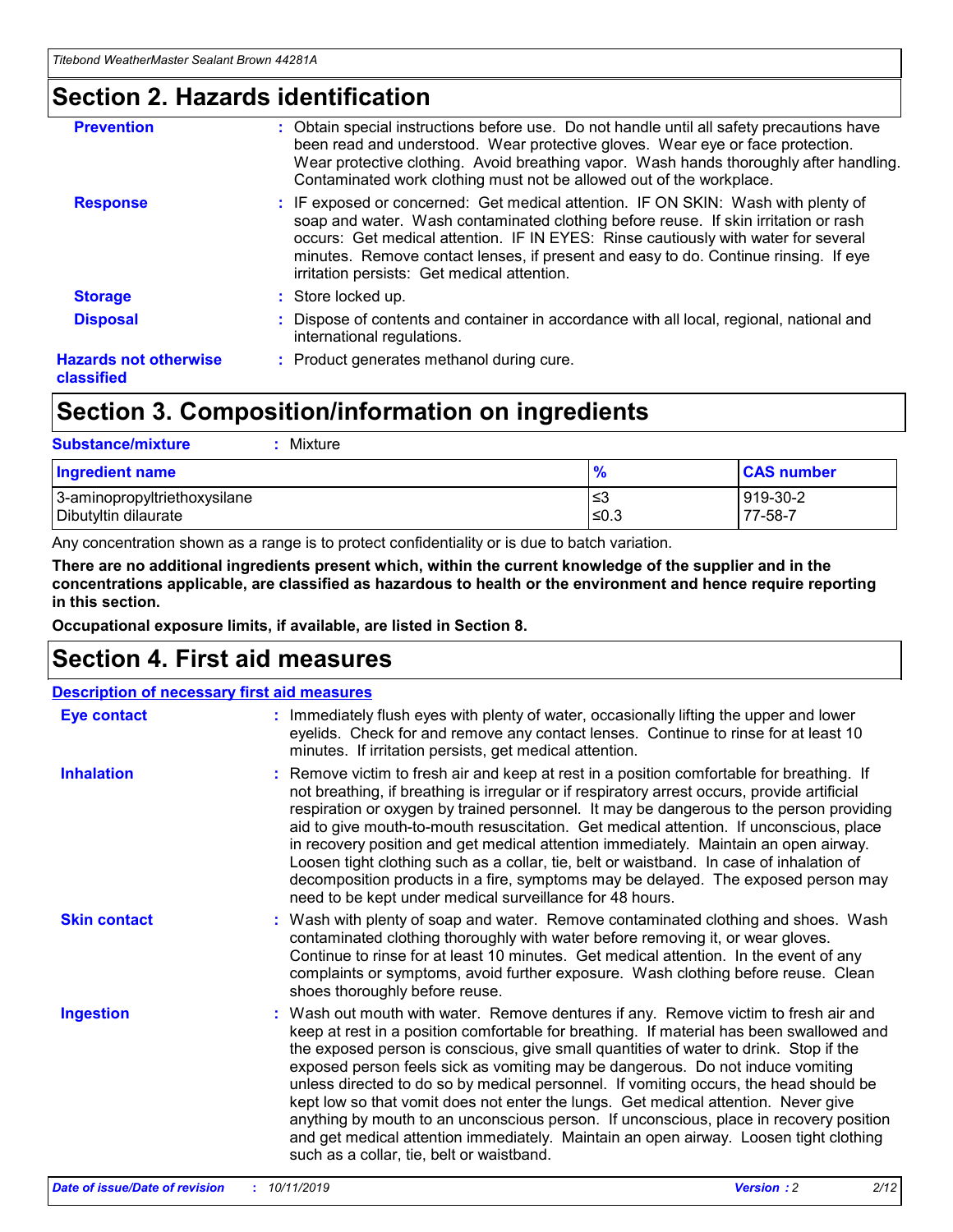## Section 2. Hazards identification

**Prevention** : Obtain special instructions before use. Do not handle until all safety precautions have been read and understood. Wear protective gloves. Wear eye or face protection. Wear protective clothing. Avoid breathing vapor. Wash hands thoroughly after handling. Contaminated work clothing must not be allowed out of the workplace.

**Response** : IF exposed or concerned: Get medical attention. IF ON SKIN: Wash with plenty of soap and water. Wash contaminated clothing before reuse. If skin irritation or rash occurs: Get medical attention. IF IN EYES: Rinse cautiously with water for several minutes. Remove contact lenses, if present and easy to do. Continue rinsing. If eye irritation persists: Get medical attention.

**Storage** : Store locked up.

**Disposal** : Dispose of contents and container in accordance with all local, regional, national and international regulations.

**Hazards not otherwise classified** : Product generates methanol during cure.

## Section 3. Composition/information on ingredients

**Substance/mixture** : Mixture

| Ingredient name | % | CAS number |
|---|---|---|
| 3-aminopropyltriethoxysilane | ≤3 | 919-30-2 |
| Dibutyltin dilaurate | ≤0.3 | 77-58-7 |

Any concentration shown as a range is to protect confidentiality or is due to batch variation.

**There are no additional ingredients present which, within the current knowledge of the supplier and in the concentrations applicable, are classified as hazardous to health or the environment and hence require reporting in this section.**

**Occupational exposure limits, if available, are listed in Section 8.**

## Section 4. First aid measures

**Description of necessary first aid measures**

**Eye contact** : Immediately flush eyes with plenty of water, occasionally lifting the upper and lower eyelids. Check for and remove any contact lenses. Continue to rinse for at least 10 minutes. If irritation persists, get medical attention.

**Inhalation** : Remove victim to fresh air and keep at rest in a position comfortable for breathing. If not breathing, if breathing is irregular or if respiratory arrest occurs, provide artificial respiration or oxygen by trained personnel. It may be dangerous to the person providing aid to give mouth-to-mouth resuscitation. Get medical attention. If unconscious, place in recovery position and get medical attention immediately. Maintain an open airway. Loosen tight clothing such as a collar, tie, belt or waistband. In case of inhalation of decomposition products in a fire, symptoms may be delayed. The exposed person may need to be kept under medical surveillance for 48 hours.

**Skin contact** : Wash with plenty of soap and water. Remove contaminated clothing and shoes. Wash contaminated clothing thoroughly with water before removing it, or wear gloves. Continue to rinse for at least 10 minutes. Get medical attention. In the event of any complaints or symptoms, avoid further exposure. Wash clothing before reuse. Clean shoes thoroughly before reuse.

**Ingestion** : Wash out mouth with water. Remove dentures if any. Remove victim to fresh air and keep at rest in a position comfortable for breathing. If material has been swallowed and the exposed person is conscious, give small quantities of water to drink. Stop if the exposed person feels sick as vomiting may be dangerous. Do not induce vomiting unless directed to do so by medical personnel. If vomiting occurs, the head should be kept low so that vomit does not enter the lungs. Get medical attention. Never give anything by mouth to an unconscious person. If unconscious, place in recovery position and get medical attention immediately. Maintain an open airway. Loosen tight clothing such as a collar, tie, belt or waistband.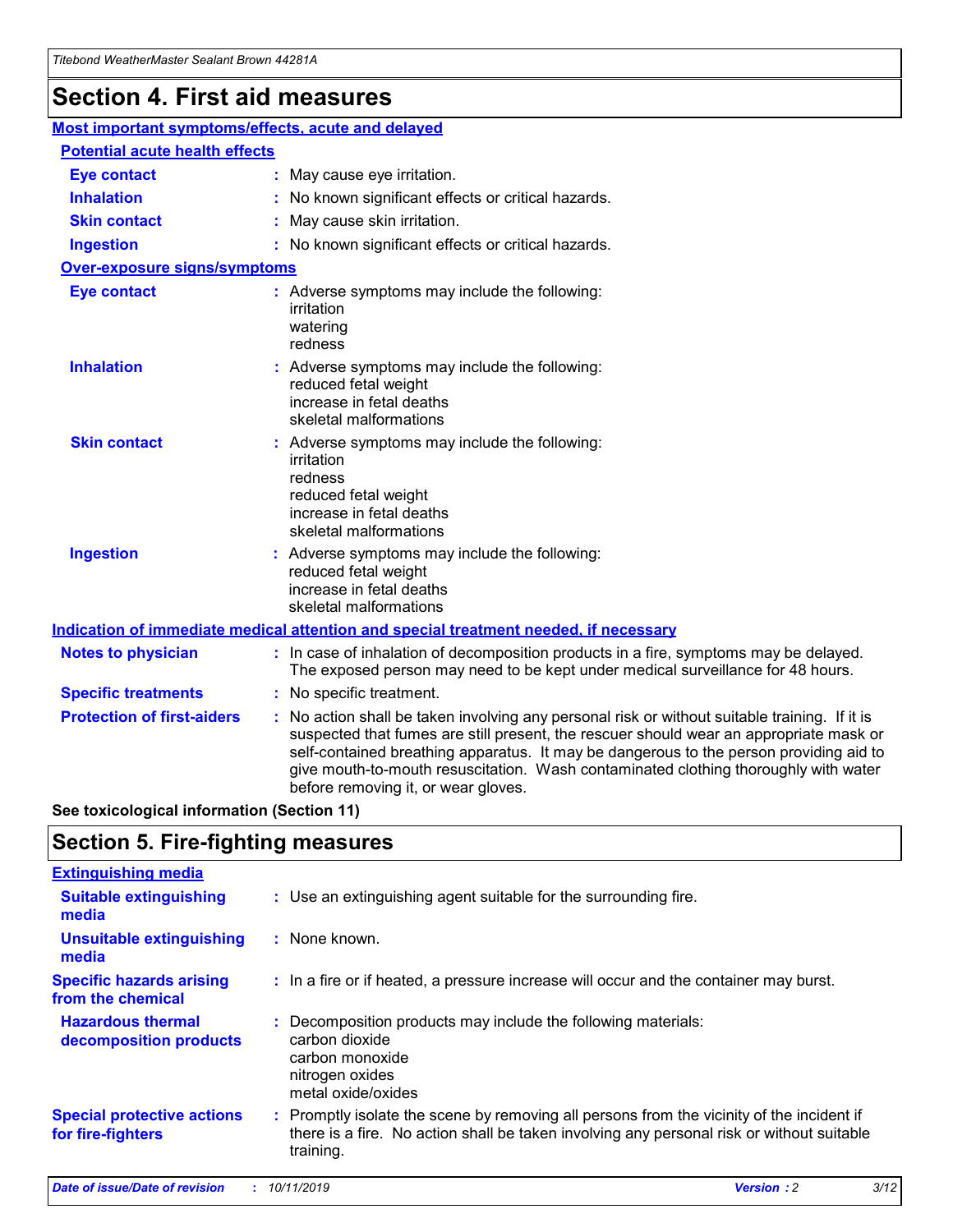# Section 4. First aid measures

## Most important symptoms/effects, acute and delayed

### Potential acute health effects

| | |
|---|---|
| **Eye contact** | : May cause eye irritation. |
| **Inhalation** | : No known significant effects or critical hazards. |
| **Skin contact** | : May cause skin irritation. |
| **Ingestion** | : No known significant effects or critical hazards. |

### Over-exposure signs/symptoms

| | |
|---|---|
| **Eye contact** | : Adverse symptoms may include the following: irritation watering redness |
| **Inhalation** | : Adverse symptoms may include the following: reduced fetal weight increase in fetal deaths skeletal malformations |
| **Skin contact** | : Adverse symptoms may include the following: irritation redness reduced fetal weight increase in fetal deaths skeletal malformations |
| **Ingestion** | : Adverse symptoms may include the following: reduced fetal weight increase in fetal deaths skeletal malformations |

## Indication of immediate medical attention and special treatment needed, if necessary

| | |
|---|---|
| **Notes to physician** | : In case of inhalation of decomposition products in a fire, symptoms may be delayed. The exposed person may need to be kept under medical surveillance for 48 hours. |
| **Specific treatments** | : No specific treatment. |
| **Protection of first-aiders** | : No action shall be taken involving any personal risk or without suitable training. If it is suspected that fumes are still present, the rescuer should wear an appropriate mask or self-contained breathing apparatus. It may be dangerous to the person providing aid to give mouth-to-mouth resuscitation. Wash contaminated clothing thoroughly with water before removing it, or wear gloves. |

**See toxicological information (Section 11)**

# Section 5. Fire-fighting measures

## Extinguishing media

| | |
|---|---|
| **Suitable extinguishing media** | : Use an extinguishing agent suitable for the surrounding fire. |
| **Unsuitable extinguishing media** | : None known. |
| **Specific hazards arising from the chemical** | : In a fire or if heated, a pressure increase will occur and the container may burst. |
| **Hazardous thermal decomposition products** | : Decomposition products may include the following materials: carbon dioxide carbon monoxide nitrogen oxides metal oxide/oxides |
| **Special protective actions for fire-fighters** | : Promptly isolate the scene by removing all persons from the vicinity of the incident if there is a fire. No action shall be taken involving any personal risk or without suitable training. |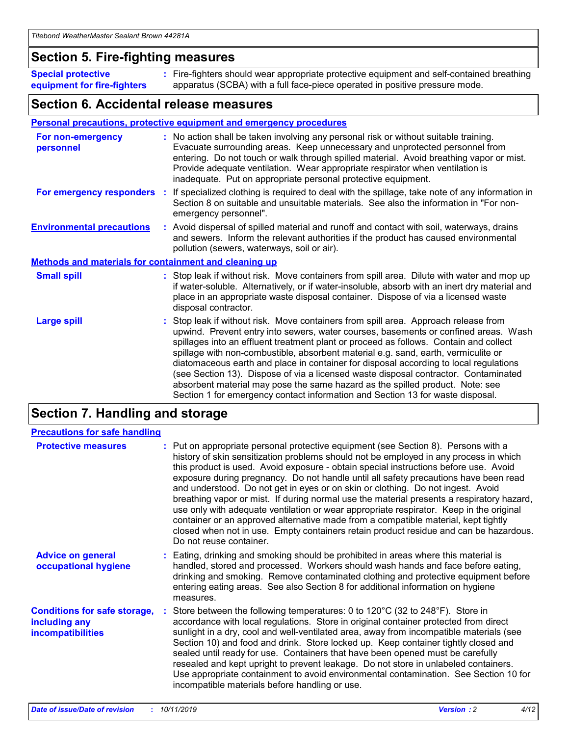## Section 5. Fire-fighting measures

**Special protective equipment for fire-fighters** : Fire-fighters should wear appropriate protective equipment and self-contained breathing apparatus (SCBA) with a full face-piece operated in positive pressure mode.

## Section 6. Accidental release measures

### Personal precautions, protective equipment and emergency procedures

**For non-emergency personnel** : No action shall be taken involving any personal risk or without suitable training. Evacuate surrounding areas. Keep unnecessary and unprotected personnel from entering. Do not touch or walk through spilled material. Avoid breathing vapor or mist. Provide adequate ventilation. Wear appropriate respirator when ventilation is inadequate. Put on appropriate personal protective equipment.

**For emergency responders** : If specialized clothing is required to deal with the spillage, take note of any information in Section 8 on suitable and unsuitable materials. See also the information in "For non-emergency personnel".

**Environmental precautions** : Avoid dispersal of spilled material and runoff and contact with soil, waterways, drains and sewers. Inform the relevant authorities if the product has caused environmental pollution (sewers, waterways, soil or air).

### Methods and materials for containment and cleaning up

**Small spill** : Stop leak if without risk. Move containers from spill area. Dilute with water and mop up if water-soluble. Alternatively, or if water-insoluble, absorb with an inert dry material and place in an appropriate waste disposal container. Dispose of via a licensed waste disposal contractor.

**Large spill** : Stop leak if without risk. Move containers from spill area. Approach release from upwind. Prevent entry into sewers, water courses, basements or confined areas. Wash spillages into an effluent treatment plant or proceed as follows. Contain and collect spillage with non-combustible, absorbent material e.g. sand, earth, vermiculite or diatomaceous earth and place in container for disposal according to local regulations (see Section 13). Dispose of via a licensed waste disposal contractor. Contaminated absorbent material may pose the same hazard as the spilled product. Note: see Section 1 for emergency contact information and Section 13 for waste disposal.

## Section 7. Handling and storage

### Precautions for safe handling

**Protective measures** : Put on appropriate personal protective equipment (see Section 8). Persons with a history of skin sensitization problems should not be employed in any process in which this product is used. Avoid exposure - obtain special instructions before use. Avoid exposure during pregnancy. Do not handle until all safety precautions have been read and understood. Do not get in eyes or on skin or clothing. Do not ingest. Avoid breathing vapor or mist. If during normal use the material presents a respiratory hazard, use only with adequate ventilation or wear appropriate respirator. Keep in the original container or an approved alternative made from a compatible material, kept tightly closed when not in use. Empty containers retain product residue and can be hazardous. Do not reuse container.

**Advice on general occupational hygiene** : Eating, drinking and smoking should be prohibited in areas where this material is handled, stored and processed. Workers should wash hands and face before eating, drinking and smoking. Remove contaminated clothing and protective equipment before entering eating areas. See also Section 8 for additional information on hygiene measures.

**Conditions for safe storage, including any incompatibilities** : Store between the following temperatures: 0 to 120°C (32 to 248°F). Store in accordance with local regulations. Store in original container protected from direct sunlight in a dry, cool and well-ventilated area, away from incompatible materials (see Section 10) and food and drink. Store locked up. Keep container tightly closed and sealed until ready for use. Containers that have been opened must be carefully resealed and kept upright to prevent leakage. Do not store in unlabeled containers. Use appropriate containment to avoid environmental contamination. See Section 10 for incompatible materials before handling or use.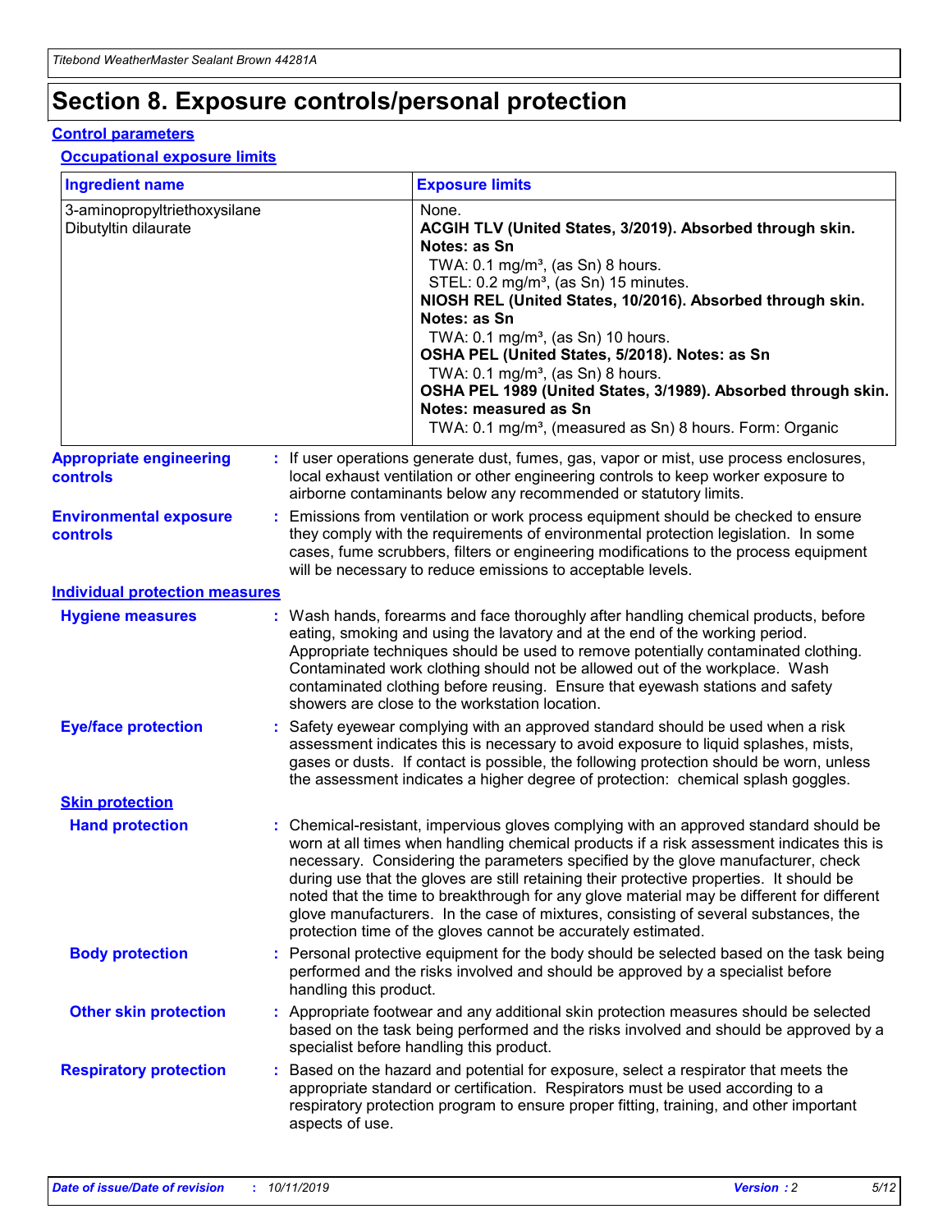# Section 8. Exposure controls/personal protection

## Control parameters

### Occupational exposure limits

| Ingredient name | Exposure limits |
|---|---|
| 3-aminopropyltriethoxysilane<br>Dibutyltin dilaurate | None.<br>**ACGIH TLV (United States, 3/2019). Absorbed through skin. Notes: as Sn**<br>TWA: 0.1 mg/m³, (as Sn) 8 hours.<br>STEL: 0.2 mg/m³, (as Sn) 15 minutes.<br>**NIOSH REL (United States, 10/2016). Absorbed through skin. Notes: as Sn**<br>TWA: 0.1 mg/m³, (as Sn) 10 hours.<br>**OSHA PEL (United States, 5/2018). Notes: as Sn**<br>TWA: 0.1 mg/m³, (as Sn) 8 hours.<br>**OSHA PEL 1989 (United States, 3/1989). Absorbed through skin. Notes: measured as Sn**<br>TWA: 0.1 mg/m³, (measured as Sn) 8 hours. Form: Organic |

**Appropriate engineering controls** : If user operations generate dust, fumes, gas, vapor or mist, use process enclosures, local exhaust ventilation or other engineering controls to keep worker exposure to airborne contaminants below any recommended or statutory limits.

**Environmental exposure controls** : Emissions from ventilation or work process equipment should be checked to ensure they comply with the requirements of environmental protection legislation. In some cases, fume scrubbers, filters or engineering modifications to the process equipment will be necessary to reduce emissions to acceptable levels.

## Individual protection measures

**Hygiene measures** : Wash hands, forearms and face thoroughly after handling chemical products, before eating, smoking and using the lavatory and at the end of the working period. Appropriate techniques should be used to remove potentially contaminated clothing. Contaminated work clothing should not be allowed out of the workplace. Wash contaminated clothing before reusing. Ensure that eyewash stations and safety showers are close to the workstation location.

**Eye/face protection** : Safety eyewear complying with an approved standard should be used when a risk assessment indicates this is necessary to avoid exposure to liquid splashes, mists, gases or dusts. If contact is possible, the following protection should be worn, unless the assessment indicates a higher degree of protection: chemical splash goggles.

### Skin protection

**Hand protection** : Chemical-resistant, impervious gloves complying with an approved standard should be worn at all times when handling chemical products if a risk assessment indicates this is necessary. Considering the parameters specified by the glove manufacturer, check during use that the gloves are still retaining their protective properties. It should be noted that the time to breakthrough for any glove material may be different for different glove manufacturers. In the case of mixtures, consisting of several substances, the protection time of the gloves cannot be accurately estimated.

**Body protection** : Personal protective equipment for the body should be selected based on the task being performed and the risks involved and should be approved by a specialist before handling this product.

**Other skin protection** : Appropriate footwear and any additional skin protection measures should be selected based on the task being performed and the risks involved and should be approved by a specialist before handling this product.

**Respiratory protection** : Based on the hazard and potential for exposure, select a respirator that meets the appropriate standard or certification. Respirators must be used according to a respiratory protection program to ensure proper fitting, training, and other important aspects of use.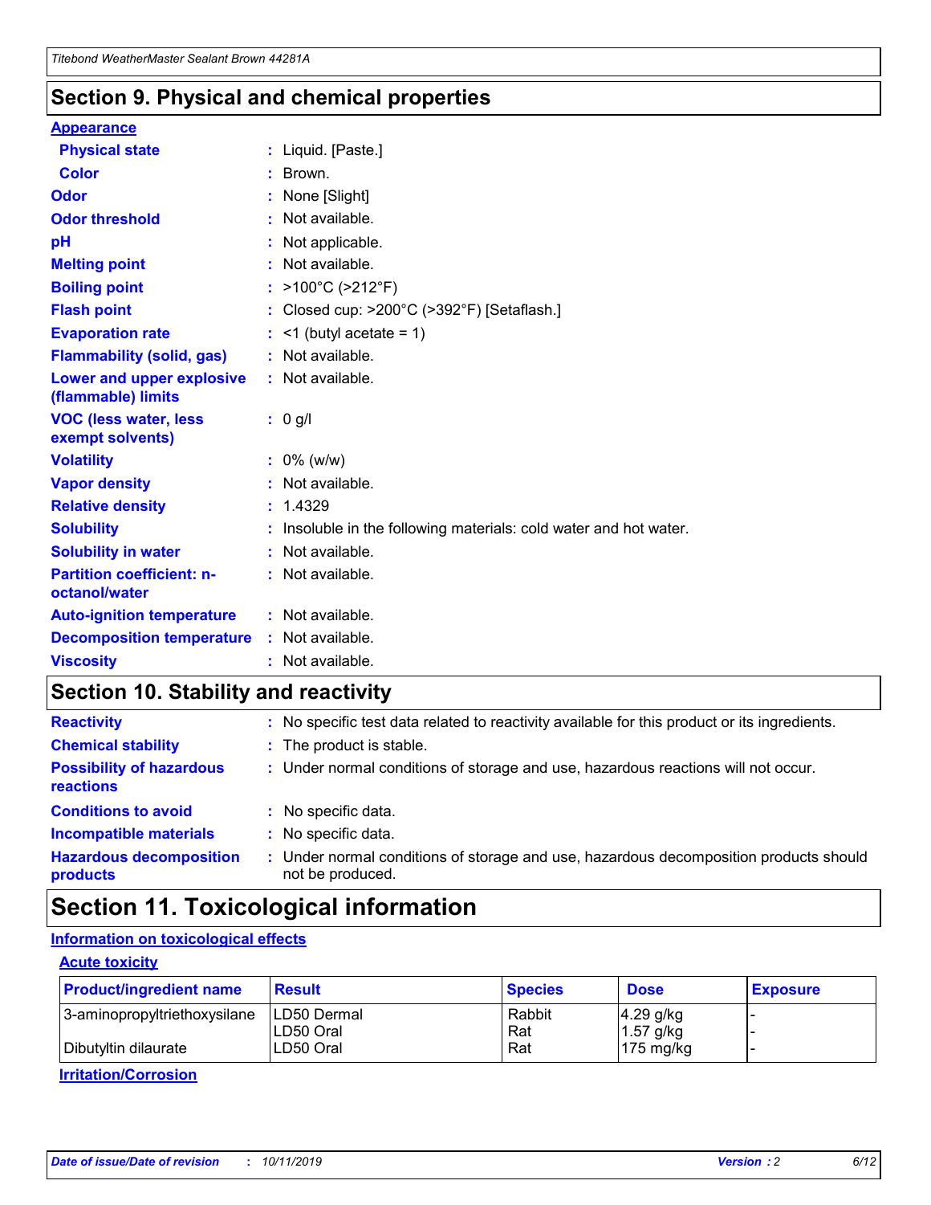## Section 9. Physical and chemical properties

**Appearance**

| | |
|---|---|
| **Physical state** | : Liquid. [Paste.] |
| **Color** | : Brown. |
| **Odor** | : None [Slight] |
| **Odor threshold** | : Not available. |
| **pH** | : Not applicable. |
| **Melting point** | : Not available. |
| **Boiling point** | : >100°C (>212°F) |
| **Flash point** | : Closed cup: >200°C (>392°F) [Setaflash.] |
| **Evaporation rate** | : <1 (butyl acetate = 1) |
| **Flammability (solid, gas)** | : Not available. |
| **Lower and upper explosive (flammable) limits** | : Not available. |
| **VOC (less water, less exempt solvents)** | : 0 g/l |
| **Volatility** | : 0% (w/w) |
| **Vapor density** | : Not available. |
| **Relative density** | : 1.4329 |
| **Solubility** | : Insoluble in the following materials: cold water and hot water. |
| **Solubility in water** | : Not available. |
| **Partition coefficient: n-octanol/water** | : Not available. |
| **Auto-ignition temperature** | : Not available. |
| **Decomposition temperature** | : Not available. |
| **Viscosity** | : Not available. |

## Section 10. Stability and reactivity

| | |
|---|---|
| **Reactivity** | : No specific test data related to reactivity available for this product or its ingredients. |
| **Chemical stability** | : The product is stable. |
| **Possibility of hazardous reactions** | : Under normal conditions of storage and use, hazardous reactions will not occur. |
| **Conditions to avoid** | : No specific data. |
| **Incompatible materials** | : No specific data. |
| **Hazardous decomposition products** | : Under normal conditions of storage and use, hazardous decomposition products should not be produced. |

## Section 11. Toxicological information

**Information on toxicological effects**

**Acute toxicity**

| Product/ingredient name | Result | Species | Dose | Exposure |
|---|---|---|---|---|
| 3-aminopropyltriethoxysilane | LD50 Dermal | Rabbit | 4.29 g/kg | - |
| | LD50 Oral | Rat | 1.57 g/kg | - |
| Dibutyltin dilaurate | LD50 Oral | Rat | 175 mg/kg | - |

**Irritation/Corrosion**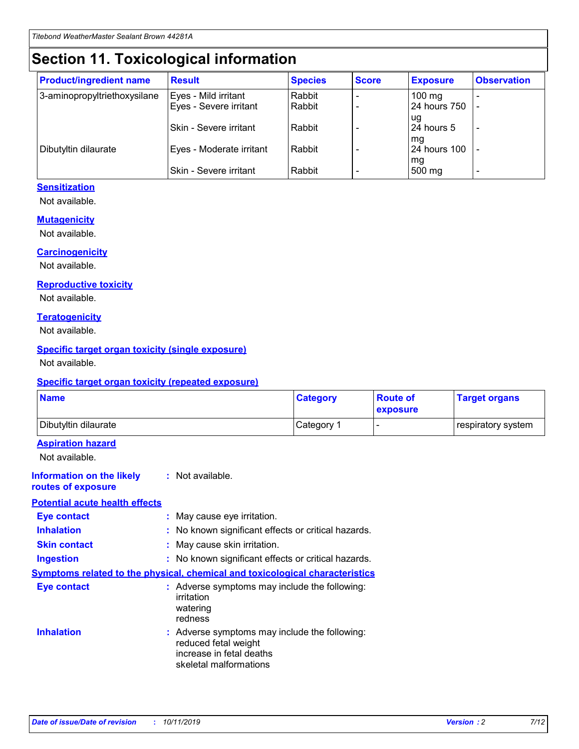# Section 11. Toxicological information

| Product/ingredient name | Result | Species | Score | Exposure | Observation |
|---|---|---|---|---|---|
| 3-aminopropyltriethoxysilane | Eyes - Mild irritant | Rabbit | - | 100 mg | - |
| | Eyes - Severe irritant | Rabbit | - | 24 hours 750 ug | - |
| | Skin - Severe irritant | Rabbit | - | 24 hours 5 mg | - |
| Dibutyltin dilaurate | Eyes - Moderate irritant | Rabbit | - | 24 hours 100 mg | - |
| | Skin - Severe irritant | Rabbit | - | 500 mg | - |

### Sensitization

Not available.

### Mutagenicity

Not available.

### Carcinogenicity

Not available.

### Reproductive toxicity

Not available.

### Teratogenicity

Not available.

### Specific target organ toxicity (single exposure)

Not available.

### Specific target organ toxicity (repeated exposure)

| Name | Category | Route of exposure | Target organs |
|---|---|---|---|
| Dibutyltin dilaurate | Category 1 | - | respiratory system |

### Aspiration hazard

Not available.

**Information on the likely routes of exposure** : Not available.

### Potential acute health effects

**Eye contact** : May cause eye irritation.

**Inhalation** : No known significant effects or critical hazards.

**Skin contact** : May cause skin irritation.

**Ingestion** : No known significant effects or critical hazards.

### Symptoms related to the physical, chemical and toxicological characteristics

**Eye contact** : Adverse symptoms may include the following:
irritation
watering
redness

**Inhalation** : Adverse symptoms may include the following:
reduced fetal weight
increase in fetal deaths
skeletal malformations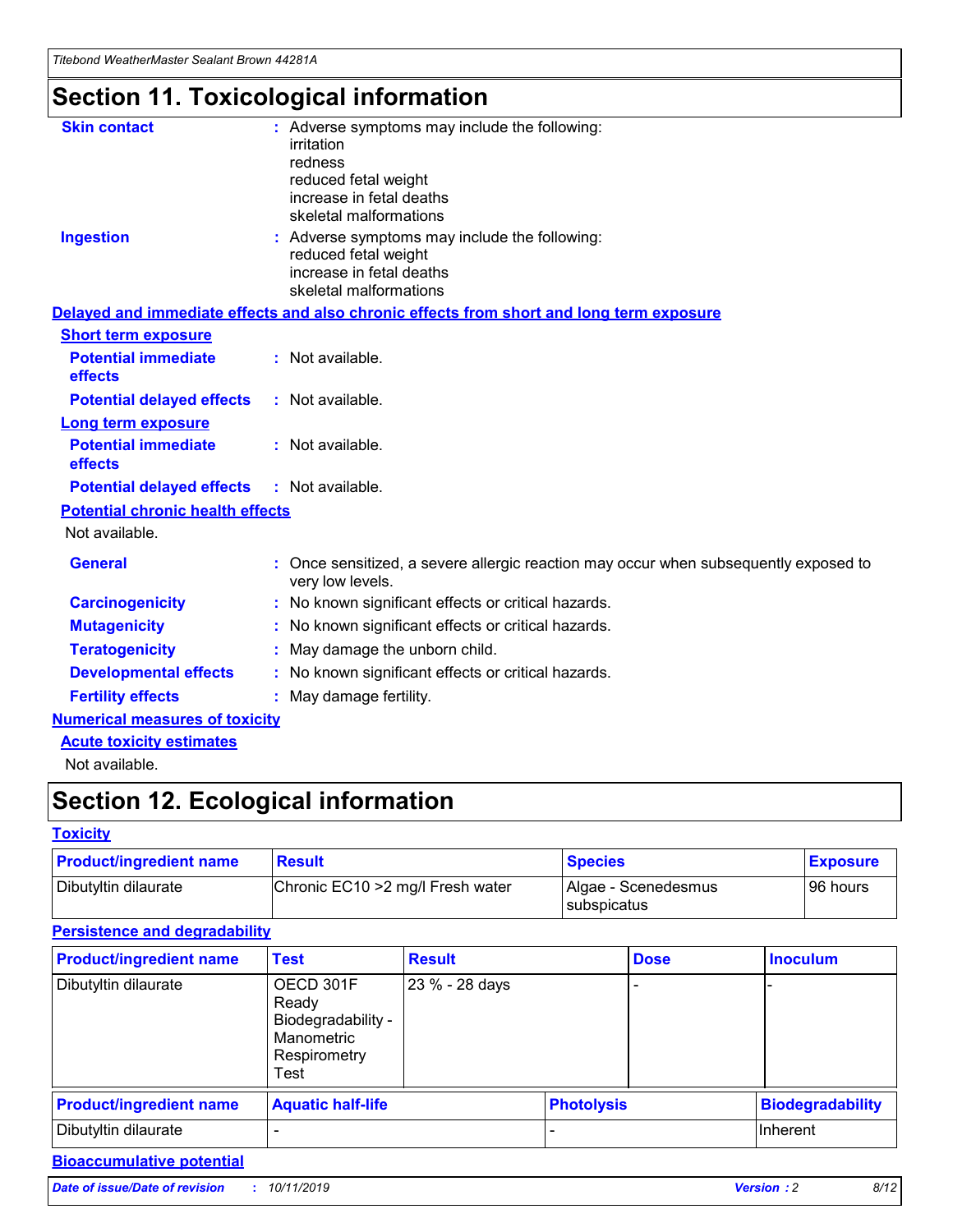# Section 11. Toxicological information

**Skin contact** : Adverse symptoms may include the following:
irritation
redness
reduced fetal weight
increase in fetal deaths
skeletal malformations

**Ingestion** : Adverse symptoms may include the following:
reduced fetal weight
increase in fetal deaths
skeletal malformations

## Delayed and immediate effects and also chronic effects from short and long term exposure

### Short term exposure

**Potential immediate effects** : Not available.

**Potential delayed effects** : Not available.

### Long term exposure

**Potential immediate effects** : Not available.

**Potential delayed effects** : Not available.

### Potential chronic health effects

Not available.

**General** : Once sensitized, a severe allergic reaction may occur when subsequently exposed to very low levels.

**Carcinogenicity** : No known significant effects or critical hazards.

**Mutagenicity** : No known significant effects or critical hazards.

**Teratogenicity** : May damage the unborn child.

**Developmental effects** : No known significant effects or critical hazards.

**Fertility effects** : May damage fertility.

## Numerical measures of toxicity

### Acute toxicity estimates

Not available.

# Section 12. Ecological information

## Toxicity

| Product/ingredient name | Result | Species | Exposure |
|---|---|---|---|
| Dibutyltin dilaurate | Chronic EC10 >2 mg/l Fresh water | Algae - Scenedesmus subspicatus | 96 hours |

## Persistence and degradability

| Product/ingredient name | Test | Result | Dose | Inoculum |
|---|---|---|---|---|
| Dibutyltin dilaurate | OECD 301F Ready Biodegradability - Manometric Respirometry Test | 23 % - 28 days | - | - |

| Product/ingredient name | Aquatic half-life | Photolysis | Biodegradability |
|---|---|---|---|
| Dibutyltin dilaurate | - | - | Inherent |

## Bioaccumulative potential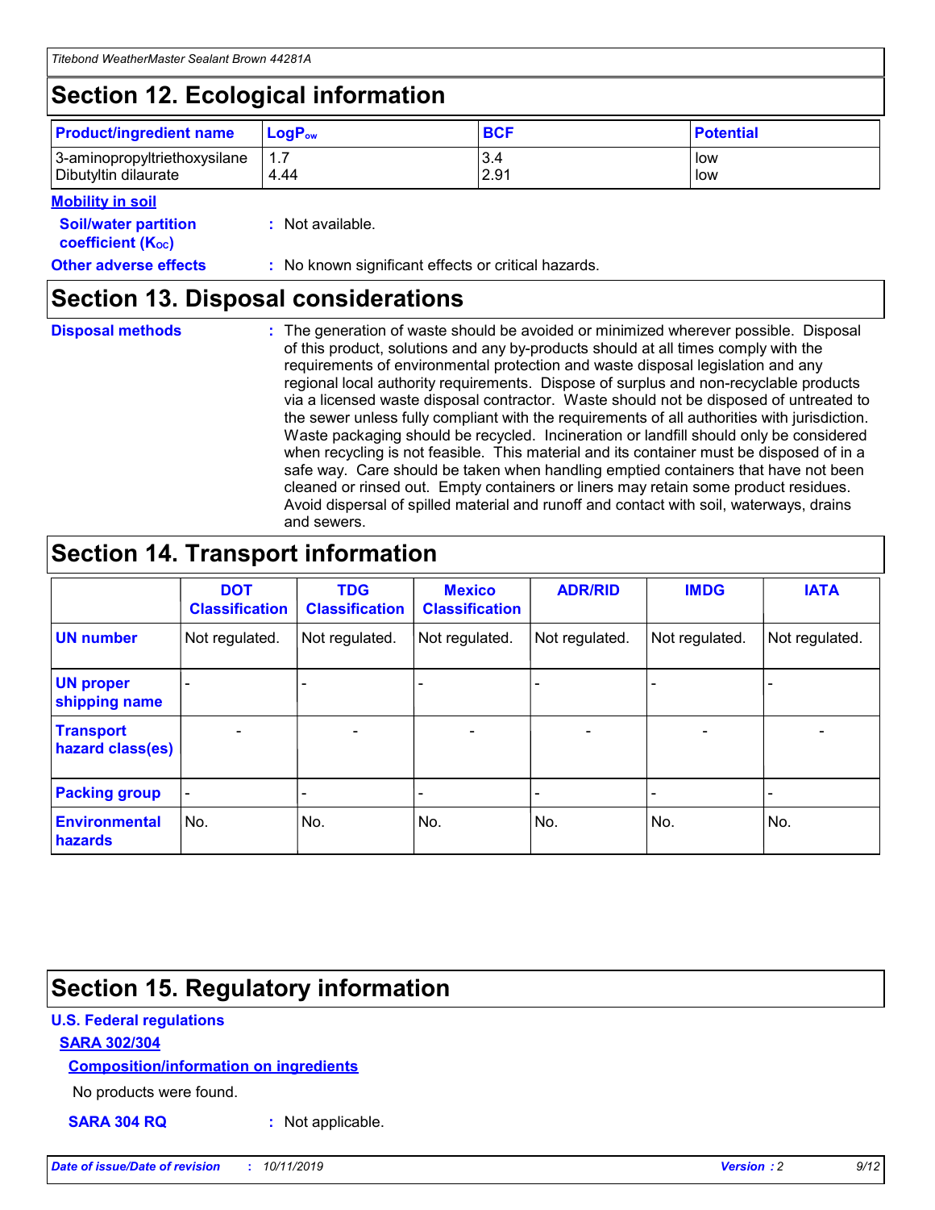## Section 12. Ecological information

| Product/ingredient name | $LogP_{ow}$ | BCF | Potential |
|---|---|---|---|
| 3-aminopropyltriethoxysilane | 1.7 | 3.4 | low |
| Dibutyltin dilaurate | 4.44 | 2.91 | low |

**Mobility in soil**

**Soil/water partition coefficient ($K_{OC}$)** : Not available.

**Other adverse effects** : No known significant effects or critical hazards.

## Section 13. Disposal considerations

**Disposal methods** : The generation of waste should be avoided or minimized wherever possible. Disposal of this product, solutions and any by-products should at all times comply with the requirements of environmental protection and waste disposal legislation and any regional local authority requirements. Dispose of surplus and non-recyclable products via a licensed waste disposal contractor. Waste should not be disposed of untreated to the sewer unless fully compliant with the requirements of all authorities with jurisdiction. Waste packaging should be recycled. Incineration or landfill should only be considered when recycling is not feasible. This material and its container must be disposed of in a safe way. Care should be taken when handling emptied containers that have not been cleaned or rinsed out. Empty containers or liners may retain some product residues. Avoid dispersal of spilled material and runoff and contact with soil, waterways, drains and sewers.

## Section 14. Transport information

| | DOT Classification | TDG Classification | Mexico Classification | ADR/RID | IMDG | IATA |
|---|---|---|---|---|---|---|
| UN number | Not regulated. | Not regulated. | Not regulated. | Not regulated. | Not regulated. | Not regulated. |
| UN proper shipping name | - | - | - | - | - | - |
| Transport hazard class(es) | - | - | - | - | - | - |
| Packing group | - | - | - | - | - | - |
| Environmental hazards | No. | No. | No. | No. | No. | No. |

## Section 15. Regulatory information

**U.S. Federal regulations**

**SARA 302/304**

**Composition/information on ingredients**

No products were found.

**SARA 304 RQ** : Not applicable.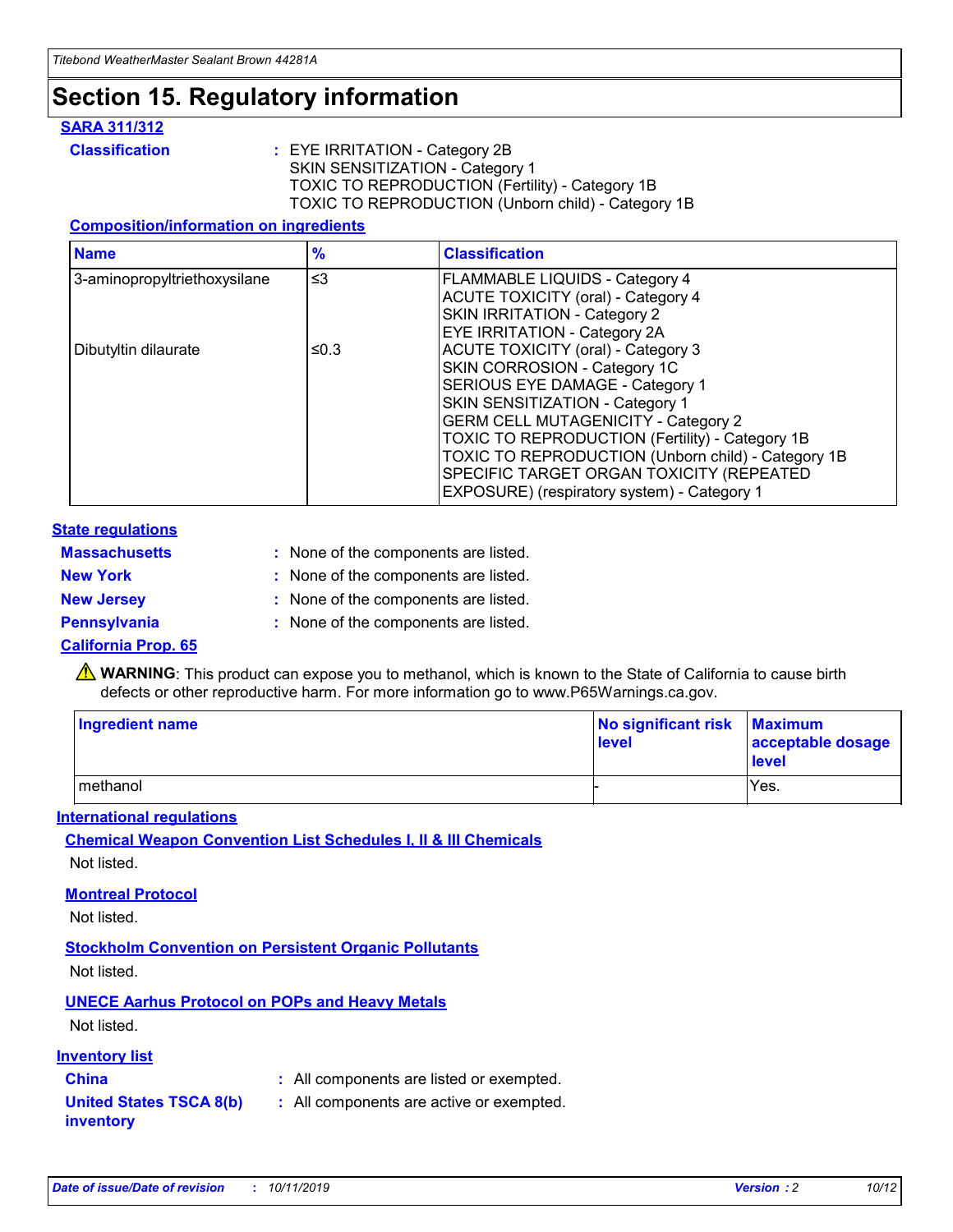# Section 15. Regulatory information

## SARA 311/312

**Classification** : EYE IRRITATION - Category 2B
SKIN SENSITIZATION - Category 1
TOXIC TO REPRODUCTION (Fertility) - Category 1B
TOXIC TO REPRODUCTION (Unborn child) - Category 1B

### Composition/information on ingredients

| Name | % | Classification |
|---|---|---|
| 3-aminopropyltriethoxysilane | ≤3 | FLAMMABLE LIQUIDS - Category 4<br>ACUTE TOXICITY (oral) - Category 4<br>SKIN IRRITATION - Category 2<br>EYE IRRITATION - Category 2A |
| Dibutyltin dilaurate | ≤0.3 | ACUTE TOXICITY (oral) - Category 3<br>SKIN CORROSION - Category 1C<br>SERIOUS EYE DAMAGE - Category 1<br>SKIN SENSITIZATION - Category 1<br>GERM CELL MUTAGENICITY - Category 2<br>TOXIC TO REPRODUCTION (Fertility) - Category 1B<br>TOXIC TO REPRODUCTION (Unborn child) - Category 1B<br>SPECIFIC TARGET ORGAN TOXICITY (REPEATED EXPOSURE) (respiratory system) - Category 1 |

## State regulations

**Massachusetts** : None of the components are listed.

**New York** : None of the components are listed.

**New Jersey** : None of the components are listed.

**Pennsylvania** : None of the components are listed.

## California Prop. 65

⚠ **WARNING**: This product can expose you to methanol, which is known to the State of California to cause birth defects or other reproductive harm. For more information go to www.P65Warnings.ca.gov.

| Ingredient name | No significant risk level | Maximum acceptable dosage level |
|---|---|---|
| methanol | - | Yes. |

## International regulations

### Chemical Weapon Convention List Schedules I, II & III Chemicals

Not listed.

### Montreal Protocol

Not listed.

### Stockholm Convention on Persistent Organic Pollutants

Not listed.

### UNECE Aarhus Protocol on POPs and Heavy Metals

Not listed.

## Inventory list

**China** : All components are listed or exempted.

**United States TSCA 8(b) inventory** : All components are active or exempted.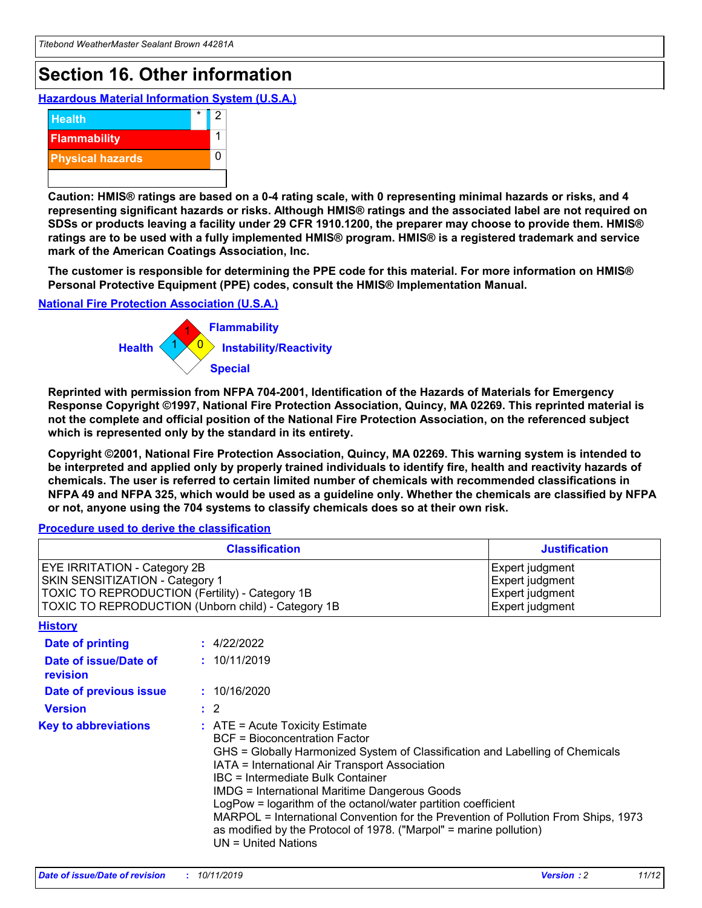# Section 16. Other information

### Hazardous Material Information System (U.S.A.)

| | | |
|---|---|---|
| Health | * | 2 |
| Flammability | | 1 |
| Physical hazards | | 0 |
| | | |

**Caution: HMIS® ratings are based on a 0-4 rating scale, with 0 representing minimal hazards or risks, and 4 representing significant hazards or risks. Although HMIS® ratings and the associated label are not required on SDSs or products leaving a facility under 29 CFR 1910.1200, the preparer may choose to provide them. HMIS® ratings are to be used with a fully implemented HMIS® program. HMIS® is a registered trademark and service mark of the American Coatings Association, Inc.**

**The customer is responsible for determining the PPE code for this material. For more information on HMIS® Personal Protective Equipment (PPE) codes, consult the HMIS® Implementation Manual.**

### National Fire Protection Association (U.S.A.)

Flammability: 1
Health: 1
Instability/Reactivity: 0
Special:

**Reprinted with permission from NFPA 704-2001, Identification of the Hazards of Materials for Emergency Response Copyright ©1997, National Fire Protection Association, Quincy, MA 02269. This reprinted material is not the complete and official position of the National Fire Protection Association, on the referenced subject which is represented only by the standard in its entirety.**

**Copyright ©2001, National Fire Protection Association, Quincy, MA 02269. This warning system is intended to be interpreted and applied only by properly trained individuals to identify fire, health and reactivity hazards of chemicals. The user is referred to certain limited number of chemicals with recommended classifications in NFPA 49 and NFPA 325, which would be used as a guideline only. Whether the chemicals are classified by NFPA or not, anyone using the 704 systems to classify chemicals does so at their own risk.**

### Procedure used to derive the classification

| Classification | Justification |
|---|---|
| EYE IRRITATION - Category 2B | Expert judgment |
| SKIN SENSITIZATION - Category 1 | Expert judgment |
| TOXIC TO REPRODUCTION (Fertility) - Category 1B | Expert judgment |
| TOXIC TO REPRODUCTION (Unborn child) - Category 1B | Expert judgment |

### History

**Date of printing** : 4/22/2022

**Date of issue/Date of revision** : 10/11/2019

**Date of previous issue** : 10/16/2020

**Version** : 2

**Key to abbreviations** : ATE = Acute Toxicity Estimate
BCF = Bioconcentration Factor
GHS = Globally Harmonized System of Classification and Labelling of Chemicals
IATA = International Air Transport Association
IBC = Intermediate Bulk Container
IMDG = International Maritime Dangerous Goods
LogPow = logarithm of the octanol/water partition coefficient
MARPOL = International Convention for the Prevention of Pollution From Ships, 1973 as modified by the Protocol of 1978. ("Marpol" = marine pollution)
UN = United Nations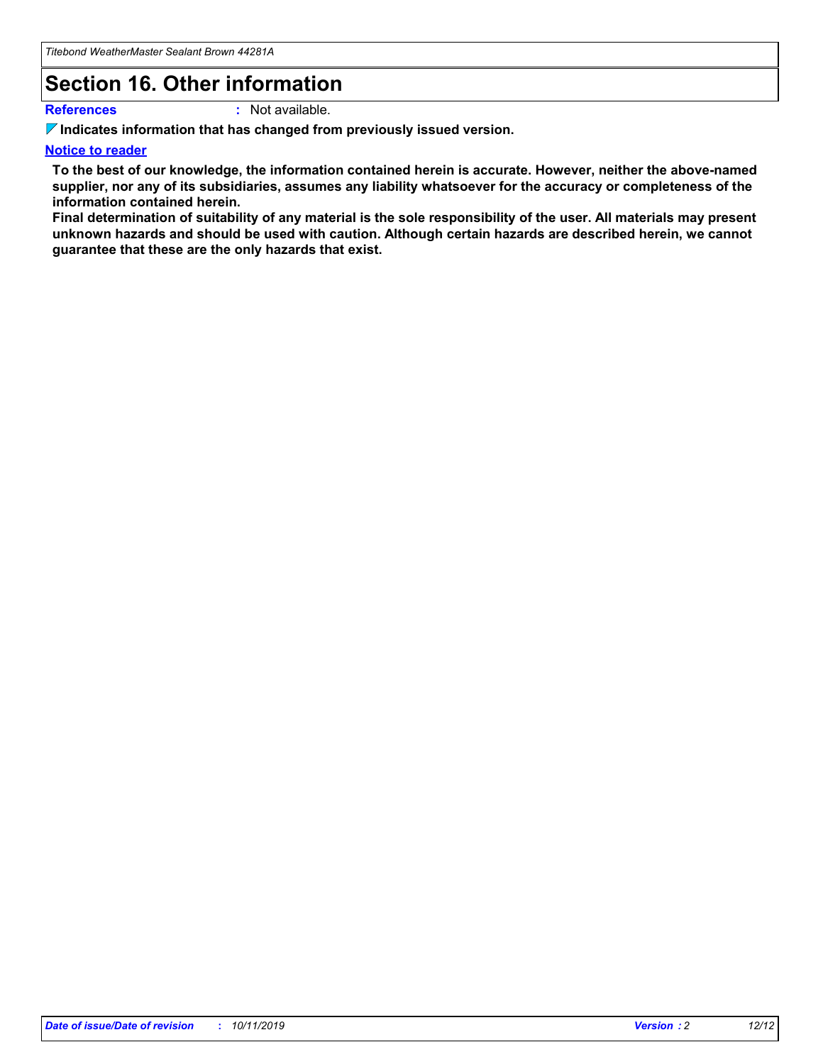# Section 16. Other information

**References** : Not available.

**Indicates information that has changed from previously issued version.**

**Notice to reader**

**To the best of our knowledge, the information contained herein is accurate. However, neither the above-named supplier, nor any of its subsidiaries, assumes any liability whatsoever for the accuracy or completeness of the information contained herein.**

**Final determination of suitability of any material is the sole responsibility of the user. All materials may present unknown hazards and should be used with caution. Although certain hazards are described herein, we cannot guarantee that these are the only hazards that exist.**